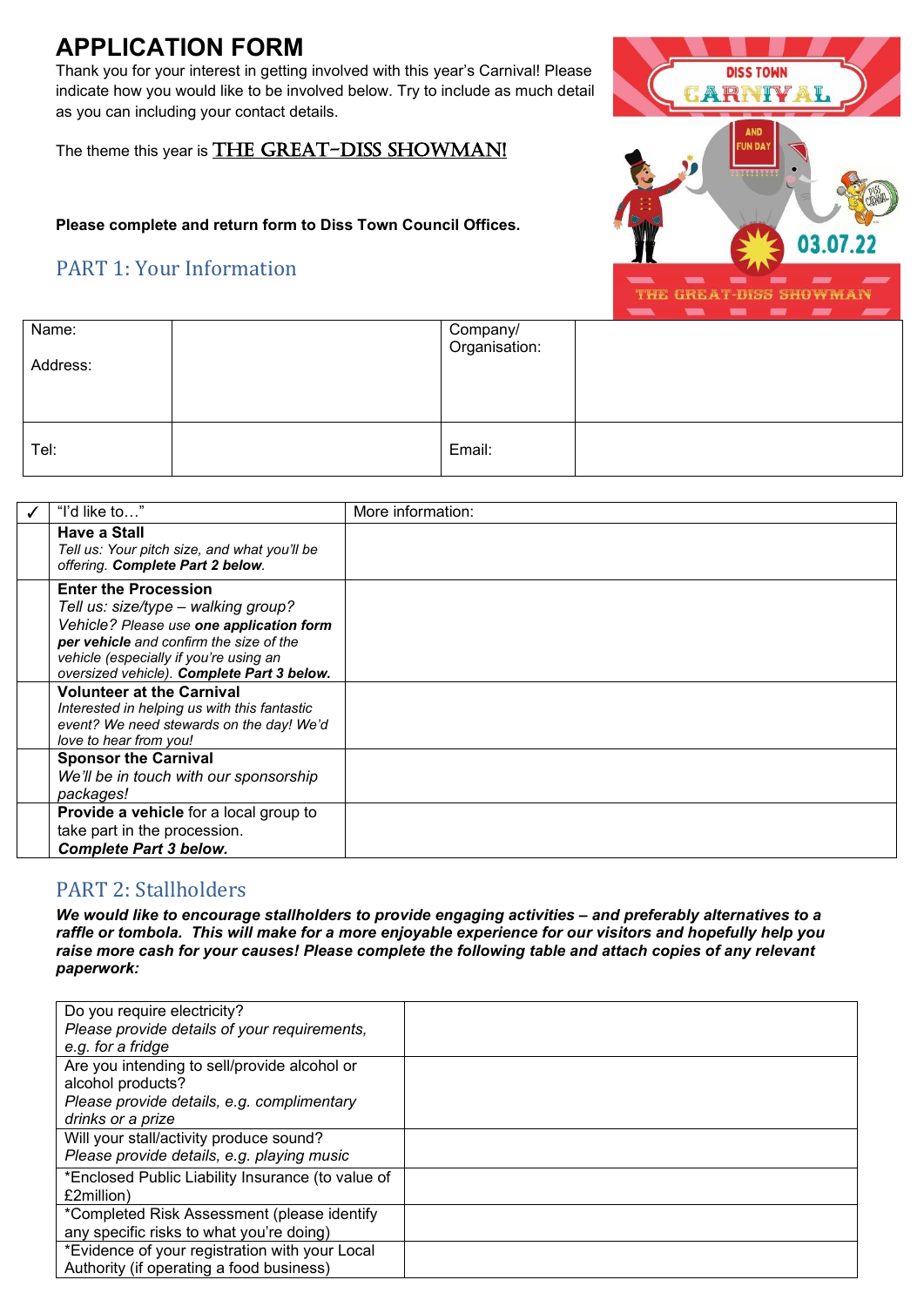# APPLICATION FORM

Thank you for your interest in getting involved with this year's Carnival! Please indicate how you would like to be involved below. Try to include as much detail as you can including your contact details.

The theme this year is THE GREAT-DISS SHOWMAN!

**Please complete and return form to Diss Town Council Offices.**

## PART 1: Your Information

| Name:<br><br>Address: | | Company/ Organisation: | |
|---|---|---|---|
| Tel: | | Email: | |

| ✓ | "I'd like to…" | More information: |
|---|---|---|
| | **Have a Stall**<br>*Tell us: Your pitch size, and what you'll be offering.* ***Complete Part 2 below.*** | |
| | **Enter the Procession**<br>*Tell us: size/type – walking group? Vehicle? Please use* ***one application form per vehicle*** *and confirm the size of the vehicle (especially if you're using an oversized vehicle).* ***Complete Part 3 below.*** | |
| | **Volunteer at the Carnival**<br>*Interested in helping us with this fantastic event? We need stewards on the day! We'd love to hear from you!* | |
| | **Sponsor the Carnival**<br>*We'll be in touch with our sponsorship packages!* | |
| | **Provide a vehicle** for a local group to take part in the procession.<br>***Complete Part 3 below.*** | |

## PART 2: Stallholders

***We would like to encourage stallholders to provide engaging activities – and preferably alternatives to a raffle or tombola. This will make for a more enjoyable experience for our visitors and hopefully help you raise more cash for your causes! Please complete the following table and attach copies of any relevant paperwork:***

| | |
|---|---|
| Do you require electricity?<br>*Please provide details of your requirements, e.g. for a fridge* | |
| Are you intending to sell/provide alcohol or alcohol products?<br>*Please provide details, e.g. complimentary drinks or a prize* | |
| Will your stall/activity produce sound?<br>*Please provide details, e.g. playing music* | |
| *Enclosed Public Liability Insurance (to value of £2million) | |
| *Completed Risk Assessment (please identify any specific risks to what you're doing) | |
| *Evidence of your registration with your Local Authority (if operating a food business) | |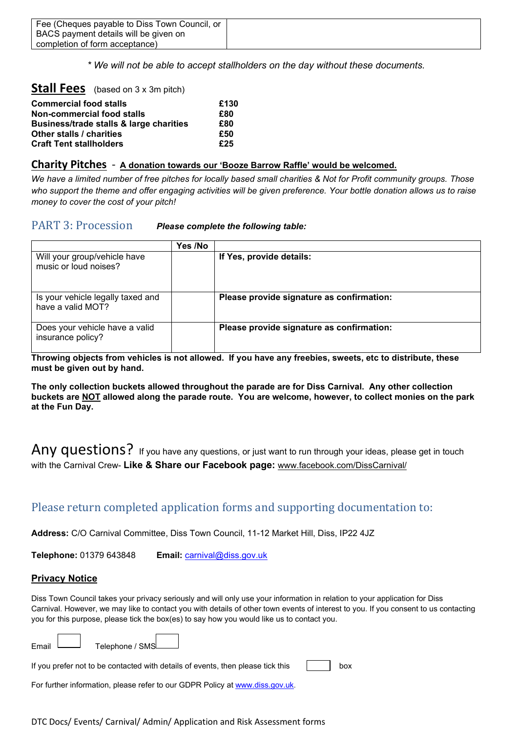| Fee (Cheques payable to Diss Town Council, or BACS payment details will be given on completion of form acceptance) | |
|---|---|

*\* We will not be able to accept stallholders on the day without these documents.*

## Stall Fees (based on 3 x 3m pitch)

| | |
|---|---|
| **Commercial food stalls** | **£130** |
| **Non-commercial food stalls** | **£80** |
| **Business/trade stalls & large charities** | **£80** |
| **Other stalls / charities** | **£50** |
| **Craft Tent stallholders** | **£25** |

## Charity Pitches - A donation towards our 'Booze Barrow Raffle' would be welcomed.

*We have a limited number of free pitches for locally based small charities & Not for Profit community groups. Those who support the theme and offer engaging activities will be given preference. Your bottle donation allows us to raise money to cover the cost of your pitch!*

## PART 3: Procession

***Please complete the following table:***

| | Yes /No | |
|---|---|---|
| Will your group/vehicle have music or loud noises? | | **If Yes, provide details:** |
| Is your vehicle legally taxed and have a valid MOT? | | **Please provide signature as confirmation:** |
| Does your vehicle have a valid insurance policy? | | **Please provide signature as confirmation:** |

**Throwing objects from vehicles is not allowed. If you have any freebies, sweets, etc to distribute, these must be given out by hand.**

**The only collection buckets allowed throughout the parade are for Diss Carnival. Any other collection buckets are NOT allowed along the parade route. You are welcome, however, to collect monies on the park at the Fun Day.**

## Any questions?

If you have any questions, or just want to run through your ideas, please get in touch with the Carnival Crew- **Like & Share our Facebook page:** www.facebook.com/DissCarnival/

## Please return completed application forms and supporting documentation to:

**Address:** C/O Carnival Committee, Diss Town Council, 11-12 Market Hill, Diss, IP22 4JZ

**Telephone:** 01379 643848 **Email:** carnival@diss.gov.uk

### Privacy Notice

Diss Town Council takes your privacy seriously and will only use your information in relation to your application for Diss Carnival. However, we may like to contact you with details of other town events of interest to you. If you consent to us contacting you for this purpose, please tick the box(es) to say how you would like us to contact you.

Email ☐ Telephone / SMS ☐

If you prefer not to be contacted with details of events, then please tick this ☐ box

For further information, please refer to our GDPR Policy at www.diss.gov.uk.

DTC Docs/ Events/ Carnival/ Admin/ Application and Risk Assessment forms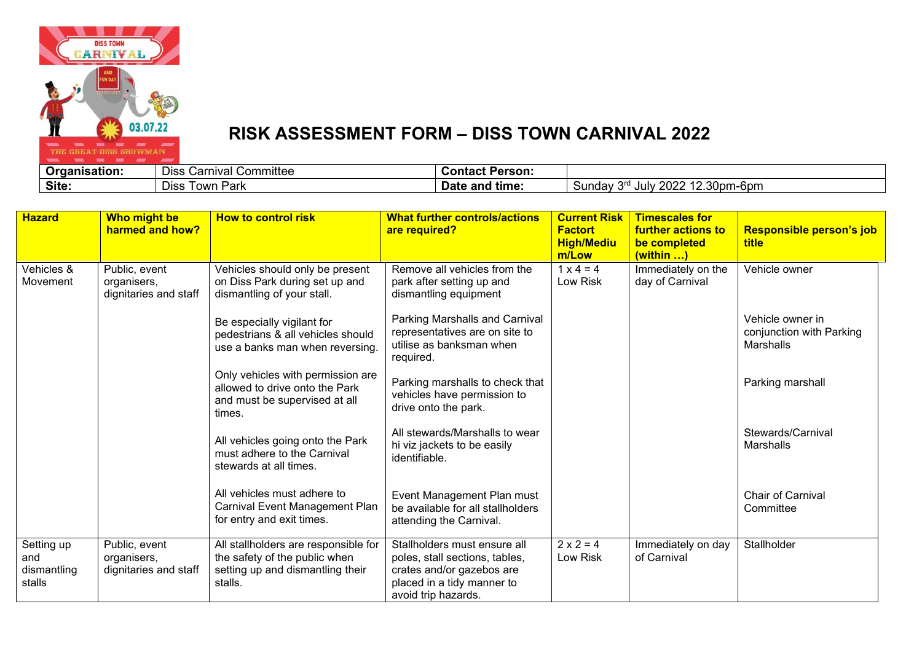# RISK ASSESSMENT FORM – DISS TOWN CARNIVAL 2022

| Organisation: | Diss Carnival Committee | Contact Person: | |
|---|---|---|---|
| Site: | Diss Town Park | Date and time: | Sunday 3rd July 2022 12.30pm-6pm |

| Hazard | Who might be harmed and how? | How to control risk | What further controls/actions are required? | Current Risk Factort High/Medium/Low | Timescales for further actions to be completed (within …) | Responsible person's job title |
|---|---|---|---|---|---|---|
| Vehicles & Movement | Public, event organisers, dignitaries and staff | Vehicles should only be present on Diss Park during set up and dismantling of your stall. | Remove all vehicles from the park after setting up and dismantling equipment | 1 x 4 = 4 Low Risk | Immediately on the day of Carnival | Vehicle owner |
| | | Be especially vigilant for pedestrians & all vehicles should use a banks man when reversing. | Parking Marshalls and Carnival representatives are on site to utilise as banksman when required. | | | Vehicle owner in conjunction with Parking Marshalls |
| | | Only vehicles with permission are allowed to drive onto the Park and must be supervised at all times. | Parking marshalls to check that vehicles have permission to drive onto the park. | | | Parking marshall |
| | | All vehicles going onto the Park must adhere to the Carnival stewards at all times. | All stewards/Marshalls to wear hi viz jackets to be easily identifiable. | | | Stewards/Carnival Marshalls |
| | | All vehicles must adhere to Carnival Event Management Plan for entry and exit times. | Event Management Plan must be available for all stallholders attending the Carnival. | | | Chair of Carnival Committee |
| Setting up and dismantling stalls | Public, event organisers, dignitaries and staff | All stallholders are responsible for the safety of the public when setting up and dismantling their stalls. | Stallholders must ensure all poles, stall sections, tables, crates and/or gazebos are placed in a tidy manner to avoid trip hazards. | 2 x 2 = 4 Low Risk | Immediately on day of Carnival | Stallholder |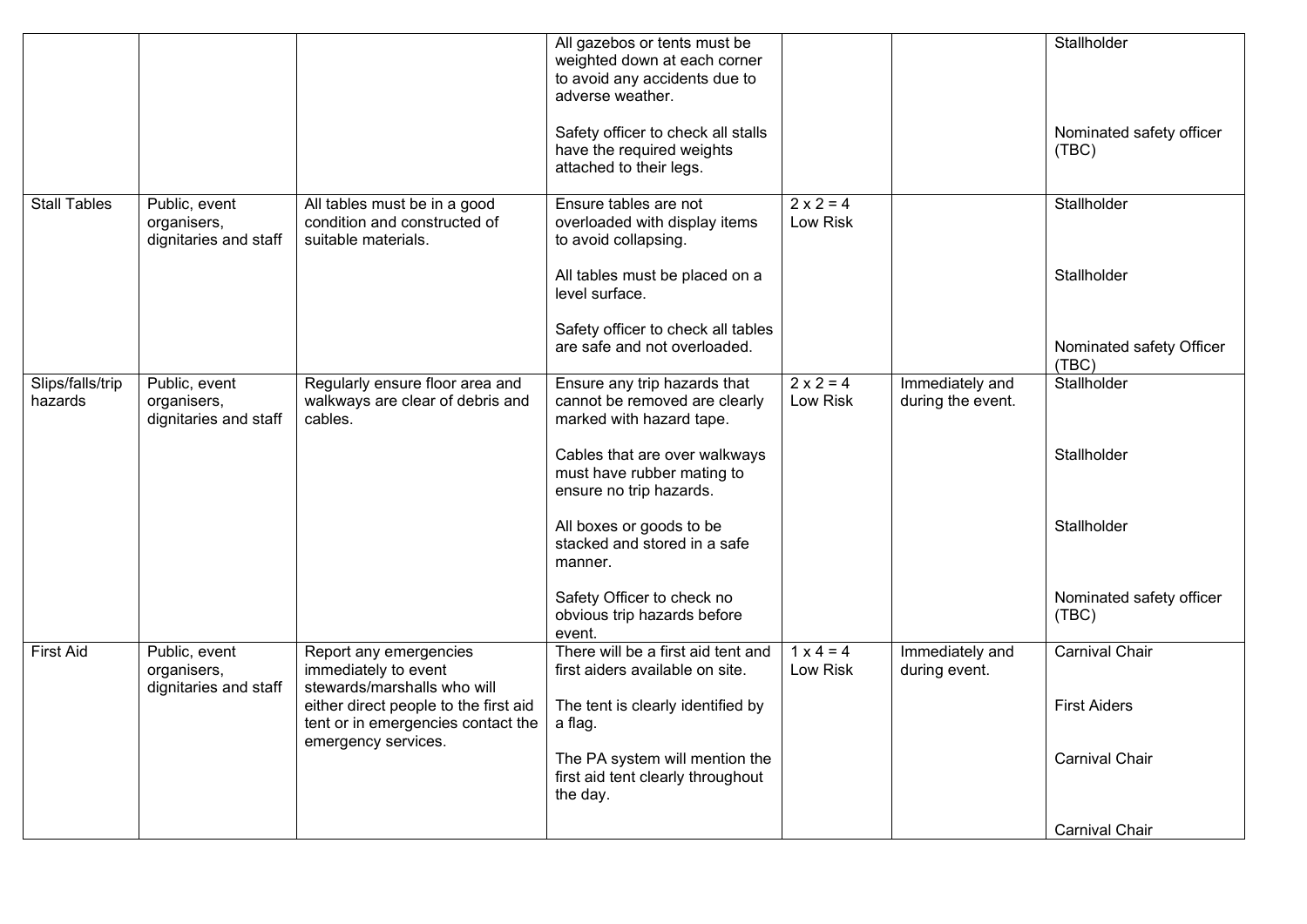| | | | | | | |
|---|---|---|---|---|---|---|
| | | | All gazebos or tents must be weighted down at each corner to avoid any accidents due to adverse weather.<br><br>Safety officer to check all stalls have the required weights attached to their legs. | | | Stallholder<br><br>Nominated safety officer (TBC) |
| Stall Tables | Public, event organisers, dignitaries and staff | All tables must be in a good condition and constructed of suitable materials. | Ensure tables are not overloaded with display items to avoid collapsing.<br><br>All tables must be placed on a level surface.<br><br>Safety officer to check all tables are safe and not overloaded. | 2 x 2 = 4 Low Risk | | Stallholder<br><br>Stallholder<br><br>Nominated safety Officer (TBC) |
| Slips/falls/trip hazards | Public, event organisers, dignitaries and staff | Regularly ensure floor area and walkways are clear of debris and cables. | Ensure any trip hazards that cannot be removed are clearly marked with hazard tape.<br><br>Cables that are over walkways must have rubber mating to ensure no trip hazards.<br><br>All boxes or goods to be stacked and stored in a safe manner.<br><br>Safety Officer to check no obvious trip hazards before event. | 2 x 2 = 4 Low Risk | Immediately and during the event. | Stallholder<br><br>Stallholder<br><br>Stallholder<br><br>Nominated safety officer (TBC) |
| First Aid | Public, event organisers, dignitaries and staff | Report any emergencies immediately to event stewards/marshalls who will either direct people to the first aid tent or in emergencies contact the emergency services. | There will be a first aid tent and first aiders available on site.<br><br>The tent is clearly identified by a flag.<br><br>The PA system will mention the first aid tent clearly throughout the day. | 1 x 4 = 4 Low Risk | Immediately and during event. | Carnival Chair<br><br>First Aiders<br><br>Carnival Chair<br><br>Carnival Chair |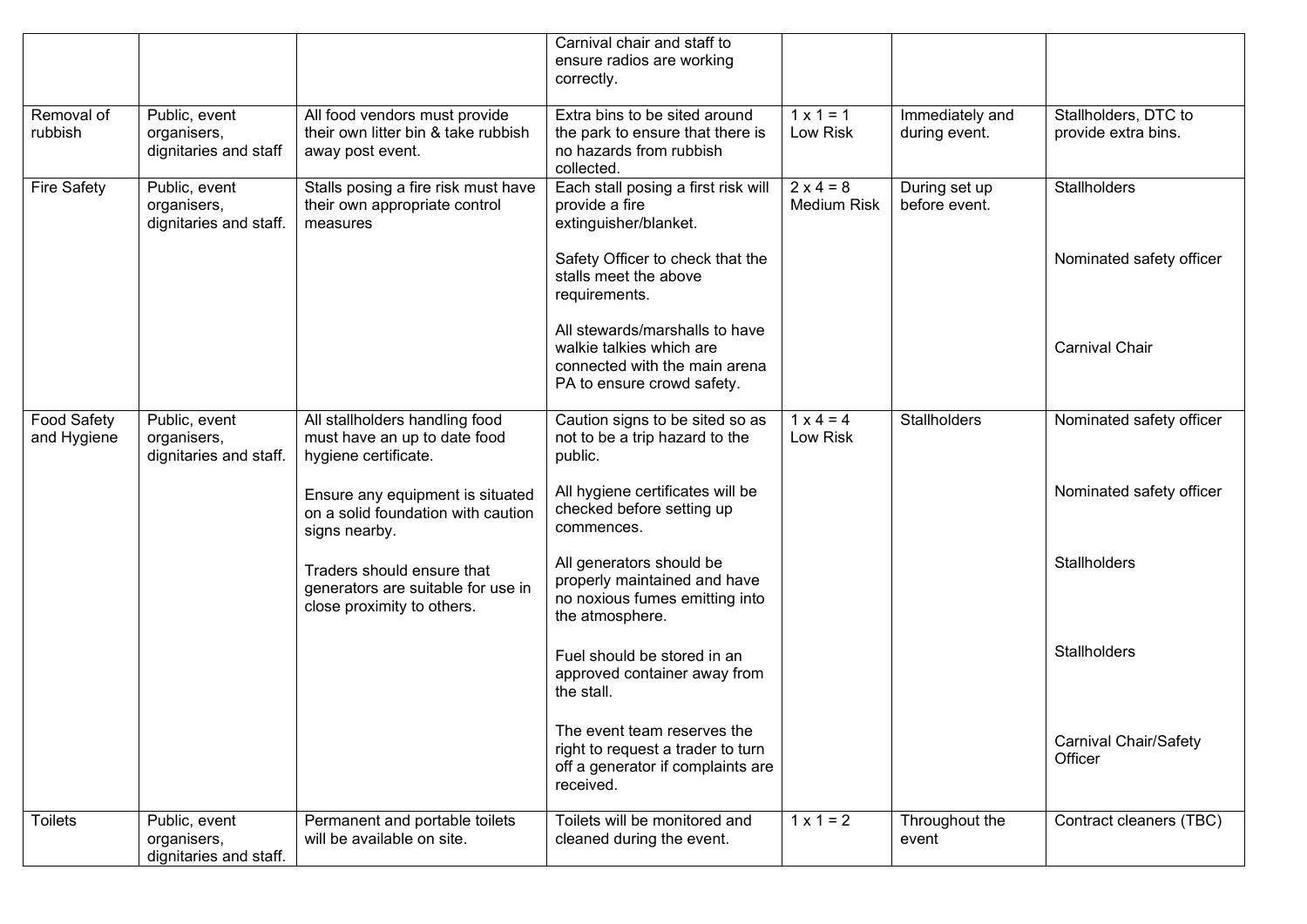| | | | Carnival chair and staff to ensure radios are working correctly. | | | |
|---|---|---|---|---|---|---|
| Removal of rubbish | Public, event organisers, dignitaries and staff | All food vendors must provide their own litter bin & take rubbish away post event. | Extra bins to be sited around the park to ensure that there is no hazards from rubbish collected. | 1 x 1 = 1 Low Risk | Immediately and during event. | Stallholders, DTC to provide extra bins. |
| Fire Safety | Public, event organisers, dignitaries and staff. | Stalls posing a fire risk must have their own appropriate control measures | Each stall posing a first risk will provide a fire extinguisher/blanket.<br><br>Safety Officer to check that the stalls meet the above requirements.<br><br>All stewards/marshalls to have walkie talkies which are connected with the main arena PA to ensure crowd safety. | 2 x 4 = 8 Medium Risk | During set up before event. | Stallholders<br><br>Nominated safety officer<br><br>Carnival Chair |
| Food Safety and Hygiene | Public, event organisers, dignitaries and staff. | All stallholders handling food must have an up to date food hygiene certificate.<br><br>Ensure any equipment is situated on a solid foundation with caution signs nearby.<br><br>Traders should ensure that generators are suitable for use in close proximity to others. | Caution signs to be sited so as not to be a trip hazard to the public.<br><br>All hygiene certificates will be checked before setting up commences.<br><br>All generators should be properly maintained and have no noxious fumes emitting into the atmosphere.<br><br>Fuel should be stored in an approved container away from the stall.<br><br>The event team reserves the right to request a trader to turn off a generator if complaints are received. | 1 x 4 = 4 Low Risk | Stallholders | Nominated safety officer<br><br>Nominated safety officer<br><br>Stallholders<br><br>Stallholders<br><br>Carnival Chair/Safety Officer |
| Toilets | Public, event organisers, dignitaries and staff. | Permanent and portable toilets will be available on site. | Toilets will be monitored and cleaned during the event. | 1 x 1 = 2 | Throughout the event | Contract cleaners (TBC) |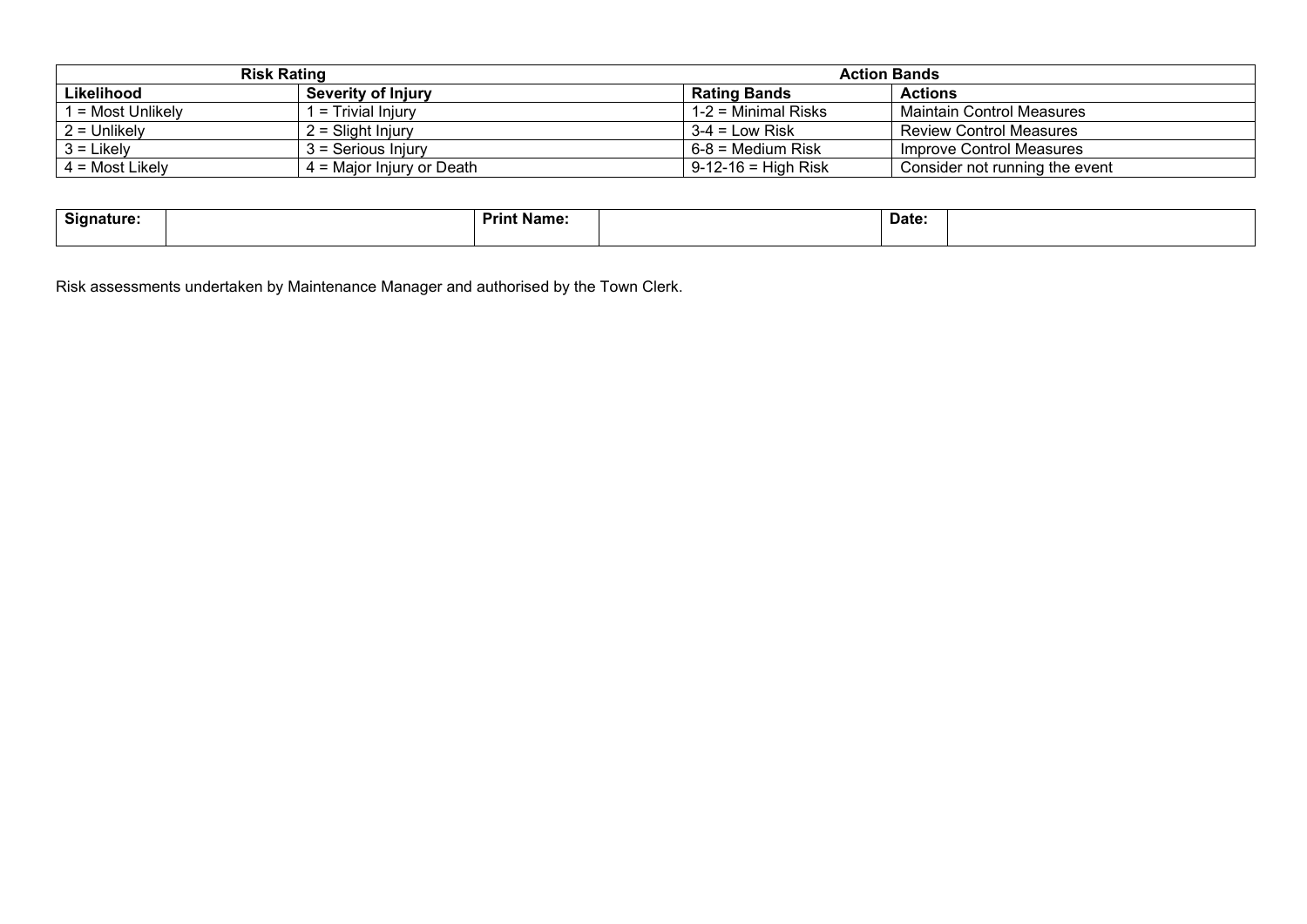| Risk Rating | | Action Bands | |
|---|---|---|---|
| **Likelihood** | **Severity of Injury** | **Rating Bands** | **Actions** |
| 1 = Most Unlikely | 1 = Trivial Injury | 1-2 = Minimal Risks | Maintain Control Measures |
| 2 = Unlikely | 2 = Slight Injury | 3-4 = Low Risk | Review Control Measures |
| 3 = Likely | 3 = Serious Injury | 6-8 = Medium Risk | Improve Control Measures |
| 4 = Most Likely | 4 = Major Injury or Death | 9-12-16 = High Risk | Consider not running the event |

| | | | | | |
|---|---|---|---|---|---|
| **Signature:** | | **Print Name:** | | **Date:** | |

Risk assessments undertaken by Maintenance Manager and authorised by the Town Clerk.